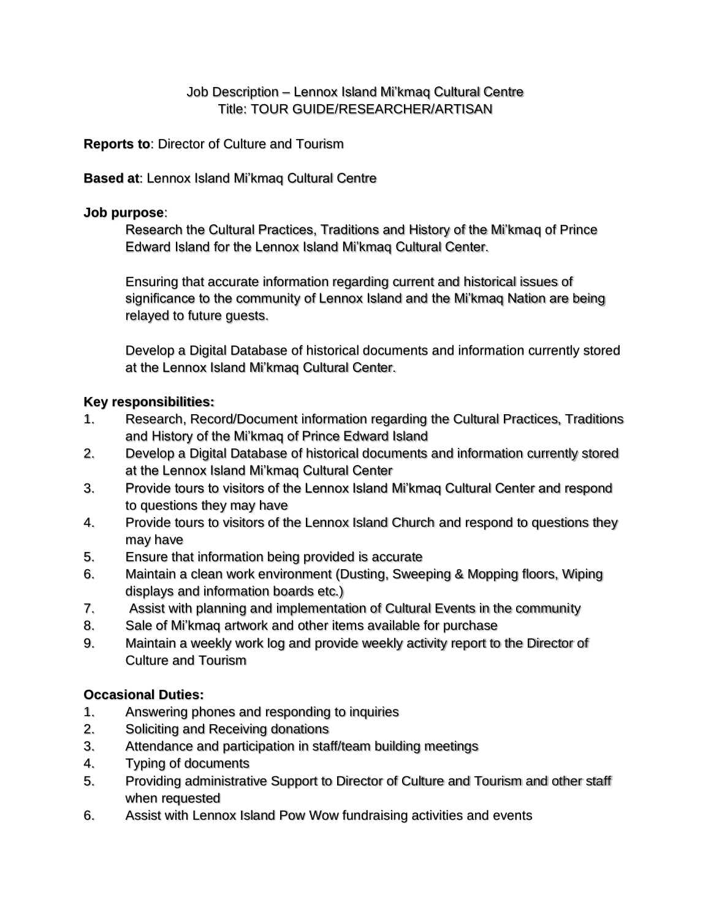Job Description – Lennox Island Mi'kmaq Cultural Centre
Title: TOUR GUIDE/RESEARCHER/ARTISAN

**Reports to**: Director of Culture and Tourism

**Based at**: Lennox Island Mi'kmaq Cultural Centre

**Job purpose**:

Research the Cultural Practices, Traditions and History of the Mi'kmaq of Prince Edward Island for the Lennox Island Mi'kmaq Cultural Center.

Ensuring that accurate information regarding current and historical issues of significance to the community of Lennox Island and the Mi'kmaq Nation are being relayed to future guests.

Develop a Digital Database of historical documents and information currently stored at the Lennox Island Mi'kmaq Cultural Center.

**Key responsibilities:**

1. Research, Record/Document information regarding the Cultural Practices, Traditions and History of the Mi'kmaq of Prince Edward Island
2. Develop a Digital Database of historical documents and information currently stored at the Lennox Island Mi'kmaq Cultural Center
3. Provide tours to visitors of the Lennox Island Mi'kmaq Cultural Center and respond to questions they may have
4. Provide tours to visitors of the Lennox Island Church and respond to questions they may have
5. Ensure that information being provided is accurate
6. Maintain a clean work environment (Dusting, Sweeping & Mopping floors, Wiping displays and information boards etc.)
7. Assist with planning and implementation of Cultural Events in the community
8. Sale of Mi'kmaq artwork and other items available for purchase
9. Maintain a weekly work log and provide weekly activity report to the Director of Culture and Tourism

**Occasional Duties:**

1. Answering phones and responding to inquiries
2. Soliciting and Receiving donations
3. Attendance and participation in staff/team building meetings
4. Typing of documents
5. Providing administrative Support to Director of Culture and Tourism and other staff when requested
6. Assist with Lennox Island Pow Wow fundraising activities and events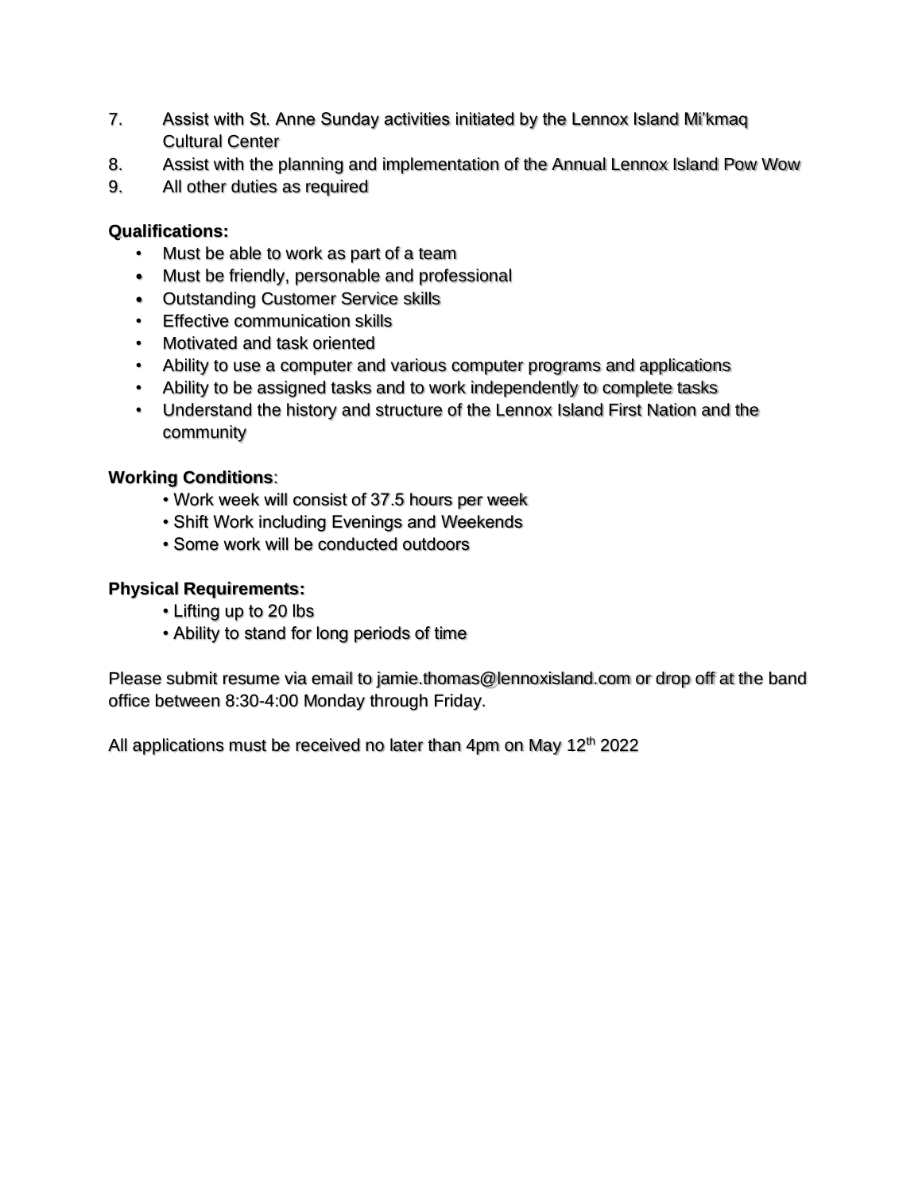7. Assist with St. Anne Sunday activities initiated by the Lennox Island Mi'kmaq Cultural Center
8. Assist with the planning and implementation of the Annual Lennox Island Pow Wow
9. All other duties as required

**Qualifications:**

- Must be able to work as part of a team
- Must be friendly, personable and professional
- Outstanding Customer Service skills
- Effective communication skills
- Motivated and task oriented
- Ability to use a computer and various computer programs and applications
- Ability to be assigned tasks and to work independently to complete tasks
- Understand the history and structure of the Lennox Island First Nation and the community

**Working Conditions**:

- Work week will consist of 37.5 hours per week
- Shift Work including Evenings and Weekends
- Some work will be conducted outdoors

**Physical Requirements:**

- Lifting up to 20 lbs
- Ability to stand for long periods of time

Please submit resume via email to jamie.thomas@lennoxisland.com or drop off at the band office between 8:30-4:00 Monday through Friday.

All applications must be received no later than 4pm on May 12th 2022